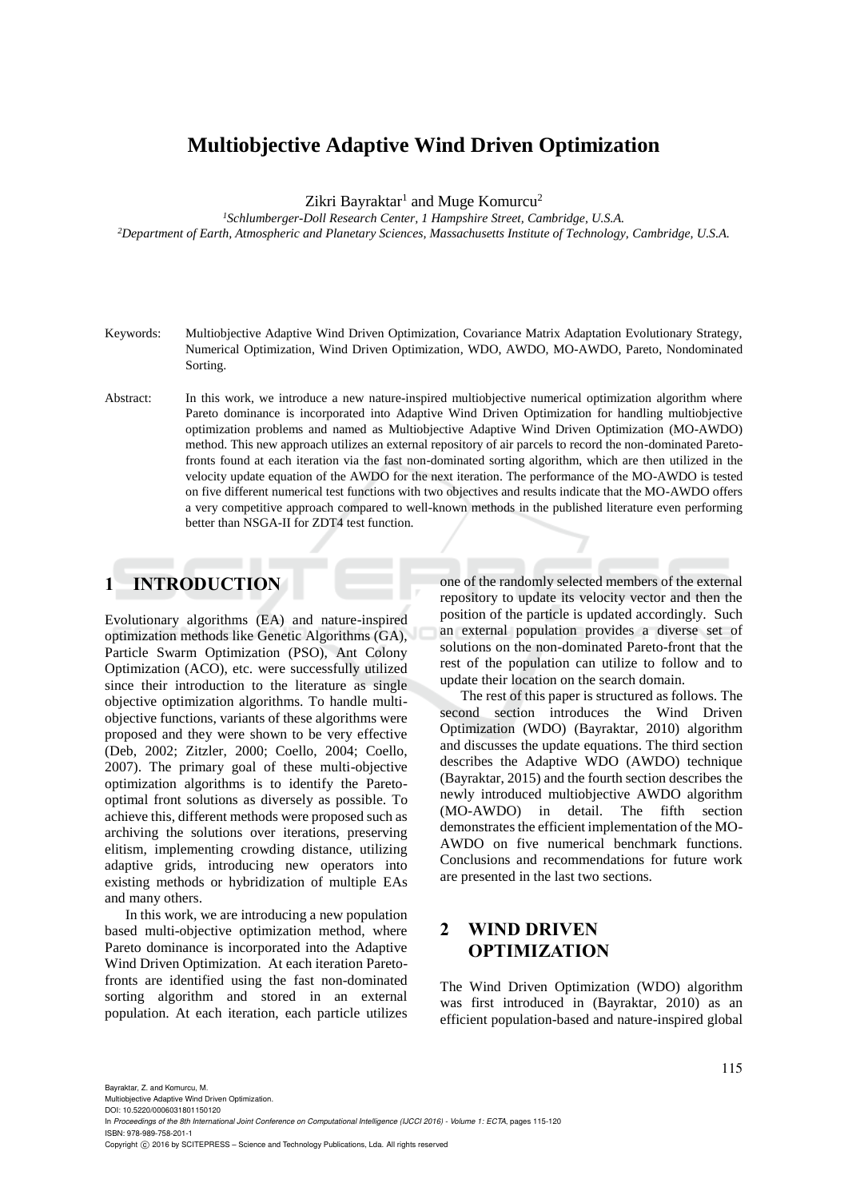# Multiobjective Adaptive Wind Driven Optimization

Zikri Bayraktar[1] and Muge Komurcu[2]

[1]*Schlumberger-Doll Research Center, 1 Hampshire Street, Cambridge, U.S.A.*
[2]*Department of Earth, Atmospheric and Planetary Sciences, Massachusetts Institute of Technology, Cambridge, U.S.A.*

Keywords: Multiobjective Adaptive Wind Driven Optimization, Covariance Matrix Adaptation Evolutionary Strategy, Numerical Optimization, Wind Driven Optimization, WDO, AWDO, MO-AWDO, Pareto, Nondominated Sorting.

Abstract: In this work, we introduce a new nature-inspired multiobjective numerical optimization algorithm where Pareto dominance is incorporated into Adaptive Wind Driven Optimization for handling multiobjective optimization problems and named as Multiobjective Adaptive Wind Driven Optimization (MO-AWDO) method. This new approach utilizes an external repository of air parcels to record the non-dominated Pareto-fronts found at each iteration via the fast non-dominated sorting algorithm, which are then utilized in the velocity update equation of the AWDO for the next iteration. The performance of the MO-AWDO is tested on five different numerical test functions with two objectives and results indicate that the MO-AWDO offers a very competitive approach compared to well-known methods in the published literature even performing better than NSGA-II for ZDT4 test function.

## 1 INTRODUCTION

Evolutionary algorithms (EA) and nature-inspired optimization methods like Genetic Algorithms (GA), Particle Swarm Optimization (PSO), Ant Colony Optimization (ACO), etc. were successfully utilized since their introduction to the literature as single objective optimization algorithms. To handle multi-objective functions, variants of these algorithms were proposed and they were shown to be very effective (Deb, 2002; Zitzler, 2000; Coello, 2004; Coello, 2007). The primary goal of these multi-objective optimization algorithms is to identify the Pareto-optimal front solutions as diversely as possible. To achieve this, different methods were proposed such as archiving the solutions over iterations, preserving elitism, implementing crowding distance, utilizing adaptive grids, introducing new operators into existing methods or hybridization of multiple EAs and many others.

In this work, we are introducing a new population based multi-objective optimization method, where Pareto dominance is incorporated into the Adaptive Wind Driven Optimization. At each iteration Pareto-fronts are identified using the fast non-dominated sorting algorithm and stored in an external population. At each iteration, each particle utilizes one of the randomly selected members of the external repository to update its velocity vector and then the position of the particle is updated accordingly. Such an external population provides a diverse set of solutions on the non-dominated Pareto-front that the rest of the population can utilize to follow and to update their location on the search domain.

The rest of this paper is structured as follows. The second section introduces the Wind Driven Optimization (WDO) (Bayraktar, 2010) algorithm and discusses the update equations. The third section describes the Adaptive WDO (AWDO) technique (Bayraktar, 2015) and the fourth section describes the newly introduced multiobjective AWDO algorithm (MO-AWDO) in detail. The fifth section demonstrates the efficient implementation of the MO-AWDO on five numerical benchmark functions. Conclusions and recommendations for future work are presented in the last two sections.

## 2 WIND DRIVEN OPTIMIZATION

The Wind Driven Optimization (WDO) algorithm was first introduced in (Bayraktar, 2010) as an efficient population-based and nature-inspired global

Bayraktar, Z. and Komurcu, M.
Multiobjective Adaptive Wind Driven Optimization.
DOI: 10.5220/0006031801150120
In *Proceedings of the 8th International Joint Conference on Computational Intelligence (IJCCI 2016) - Volume 1: ECTA*, pages 115-120
ISBN: 978-989-758-201-1
Copyright © 2016 by SCITEPRESS – Science and Technology Publications, Lda. All rights reserved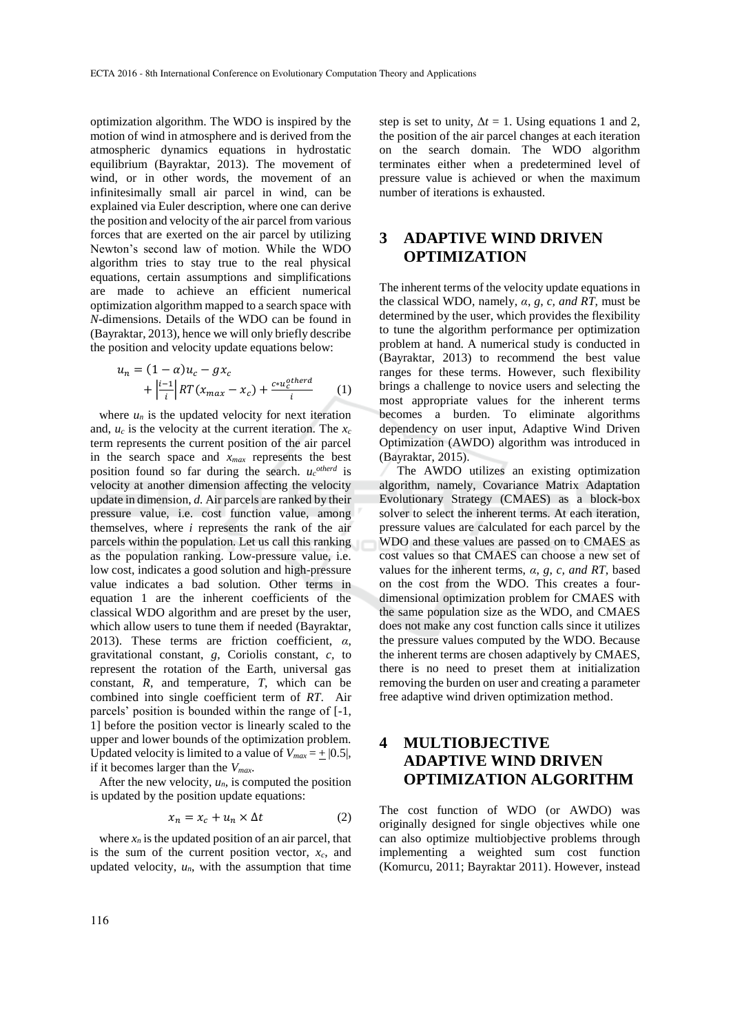optimization algorithm. The WDO is inspired by the motion of wind in atmosphere and is derived from the atmospheric dynamics equations in hydrostatic equilibrium (Bayraktar, 2013). The movement of wind, or in other words, the movement of an infinitesimally small air parcel in wind, can be explained via Euler description, where one can derive the position and velocity of the air parcel from various forces that are exerted on the air parcel by utilizing Newton's second law of motion. While the WDO algorithm tries to stay true to the real physical equations, certain assumptions and simplifications are made to achieve an efficient numerical optimization algorithm mapped to a search space with *N*-dimensions. Details of the WDO can be found in (Bayraktar, 2013), hence we will only briefly describe the position and velocity update equations below:

$$u_n = (1-\alpha)u_c - g x_c + \left|\frac{i-1}{i}\right| RT\,(x_{max} - x_c) + \frac{c * u_c^{otherd}}{i} \qquad (1)$$

where $u_n$ is the updated velocity for next iteration and, $u_c$ is the velocity at the current iteration. The $x_c$ term represents the current position of the air parcel in the search space and $x_{max}$ represents the best position found so far during the search. $u_c^{otherd}$ is velocity at another dimension affecting the velocity update in dimension, *d.* Air parcels are ranked by their pressure value, i.e. cost function value, among themselves, where *i* represents the rank of the air parcels within the population. Let us call this ranking as the population ranking. Low-pressure value, i.e. low cost, indicates a good solution and high-pressure value indicates a bad solution. Other terms in equation 1 are the inherent coefficients of the classical WDO algorithm and are preset by the user, which allow users to tune them if needed (Bayraktar, 2013). These terms are friction coefficient, *α*, gravitational constant, *g*, Coriolis constant, *c*, to represent the rotation of the Earth, universal gas constant, *R*, and temperature, *T*, which can be combined into single coefficient term of *RT*. Air parcels' position is bounded within the range of [-1, 1] before the position vector is linearly scaled to the upper and lower bounds of the optimization problem. Updated velocity is limited to a value of $V_{max} = \pm |0.5|$, if it becomes larger than the $V_{max}$.

After the new velocity, $u_n$, is computed the position is updated by the position update equations:

$$x_n = x_c + u_n \times \Delta t \qquad (2)$$

where $x_n$ is the updated position of an air parcel, that is the sum of the current position vector, $x_c$, and updated velocity, $u_n$, with the assumption that time step is set to unity, $\Delta t = 1$. Using equations 1 and 2, the position of the air parcel changes at each iteration on the search domain. The WDO algorithm terminates either when a predetermined level of pressure value is achieved or when the maximum number of iterations is exhausted.

## 3 ADAPTIVE WIND DRIVEN OPTIMIZATION

The inherent terms of the velocity update equations in the classical WDO, namely, *α*, *g*, *c, and RT*, must be determined by the user, which provides the flexibility to tune the algorithm performance per optimization problem at hand. A numerical study is conducted in (Bayraktar, 2013) to recommend the best value ranges for these terms. However, such flexibility brings a challenge to novice users and selecting the most appropriate values for the inherent terms becomes a burden. To eliminate algorithms dependency on user input, Adaptive Wind Driven Optimization (AWDO) algorithm was introduced in (Bayraktar, 2015).

The AWDO utilizes an existing optimization algorithm, namely, Covariance Matrix Adaptation Evolutionary Strategy (CMAES) as a block-box solver to select the inherent terms. At each iteration, pressure values are calculated for each parcel by the WDO and these values are passed on to CMAES as cost values so that CMAES can choose a new set of values for the inherent terms, *α, g, c, and RT,* based on the cost from the WDO. This creates a four-dimensional optimization problem for CMAES with the same population size as the WDO, and CMAES does not make any cost function calls since it utilizes the pressure values computed by the WDO. Because the inherent terms are chosen adaptively by CMAES, there is no need to preset them at initialization removing the burden on user and creating a parameter free adaptive wind driven optimization method.

## 4 MULTIOBJECTIVE ADAPTIVE WIND DRIVEN OPTIMIZATION ALGORITHM

The cost function of WDO (or AWDO) was originally designed for single objectives while one can also optimize multiobjective problems through implementing a weighted sum cost function (Komurcu, 2011; Bayraktar 2011). However, instead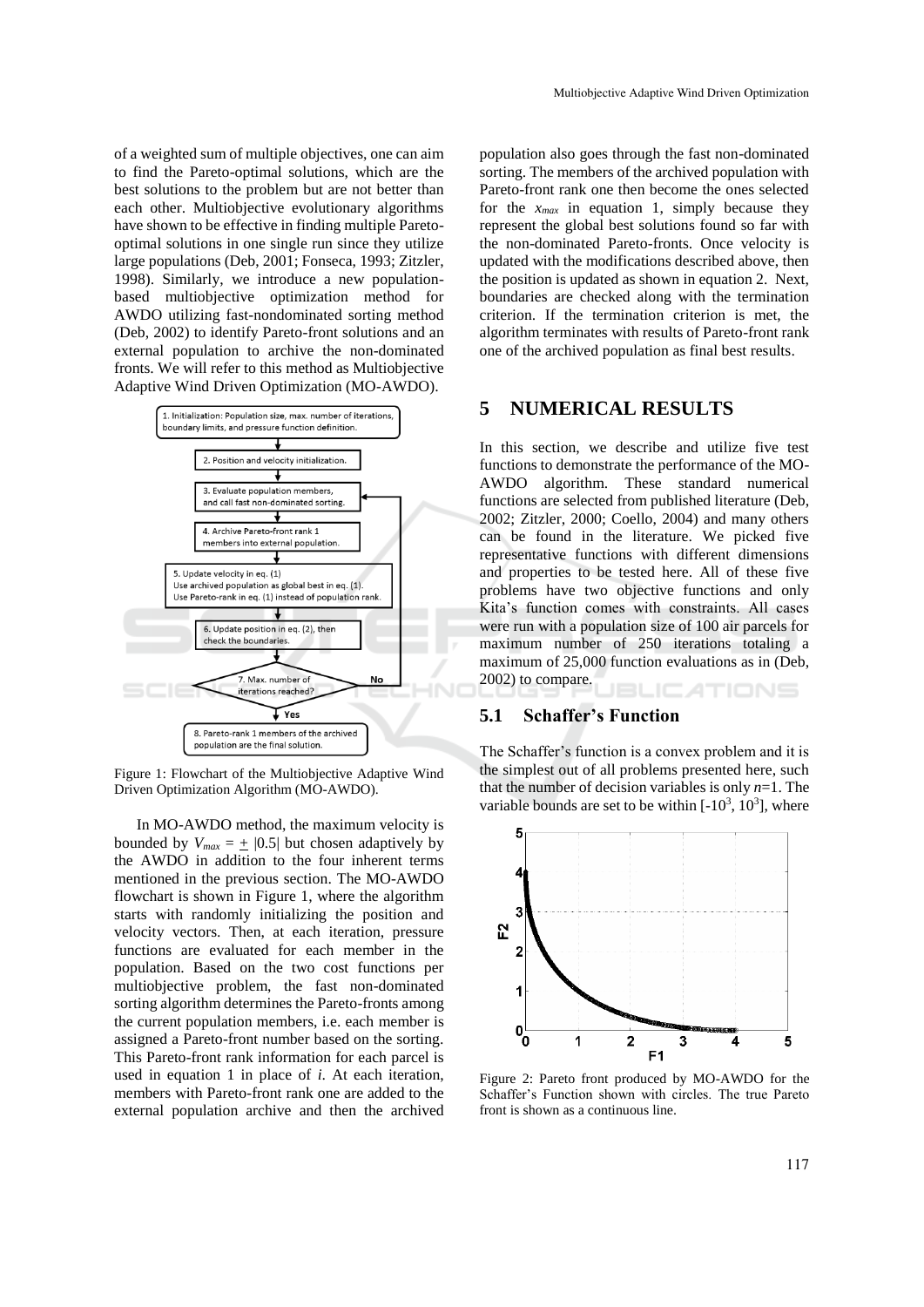of a weighted sum of multiple objectives, one can aim to find the Pareto-optimal solutions, which are the best solutions to the problem but are not better than each other. Multiobjective evolutionary algorithms have shown to be effective in finding multiple Pareto-optimal solutions in one single run since they utilize large populations (Deb, 2001; Fonseca, 1993; Zitzler, 1998). Similarly, we introduce a new population-based multiobjective optimization method for AWDO utilizing fast-nondominated sorting method (Deb, 2002) to identify Pareto-front solutions and an external population to archive the non-dominated fronts. We will refer to this method as Multiobjective Adaptive Wind Driven Optimization (MO-AWDO).

Figure 1: Flowchart of the Multiobjective Adaptive Wind Driven Optimization Algorithm (MO-AWDO).

In MO-AWDO method, the maximum velocity is bounded by $V_{max} = \pm |0.5|$ but chosen adaptively by the AWDO in addition to the four inherent terms mentioned in the previous section. The MO-AWDO flowchart is shown in Figure 1, where the algorithm starts with randomly initializing the position and velocity vectors. Then, at each iteration, pressure functions are evaluated for each member in the population. Based on the two cost functions per multiobjective problem, the fast non-dominated sorting algorithm determines the Pareto-fronts among the current population members, i.e. each member is assigned a Pareto-front number based on the sorting. This Pareto-front rank information for each parcel is used in equation 1 in place of $i$. At each iteration, members with Pareto-front rank one are added to the external population archive and then the archived population also goes through the fast non-dominated sorting. The members of the archived population with Pareto-front rank one then become the ones selected for the $x_{max}$ in equation 1, simply because they represent the global best solutions found so far with the non-dominated Pareto-fronts. Once velocity is updated with the modifications described above, then the position is updated as shown in equation 2. Next, boundaries are checked along with the termination criterion. If the termination criterion is met, the algorithm terminates with results of Pareto-front rank one of the archived population as final best results.

## 5 NUMERICAL RESULTS

In this section, we describe and utilize five test functions to demonstrate the performance of the MO-AWDO algorithm. These standard numerical functions are selected from published literature (Deb, 2002; Zitzler, 2000; Coello, 2004) and many others can be found in the literature. We picked five representative functions with different dimensions and properties to be tested here. All of these five problems have two objective functions and only Kita's function comes with constraints. All cases were run with a population size of 100 air parcels for maximum number of 250 iterations totaling a maximum of 25,000 function evaluations as in (Deb, 2002) to compare.

### 5.1 Schaffer's Function

The Schaffer's function is a convex problem and it is the simplest out of all problems presented here, such that the number of decision variables is only $n$=1. The variable bounds are set to be within $[-10^3, 10^3]$, where

Figure 2: Pareto front produced by MO-AWDO for the Schaffer's Function shown with circles. The true Pareto front is shown as a continuous line.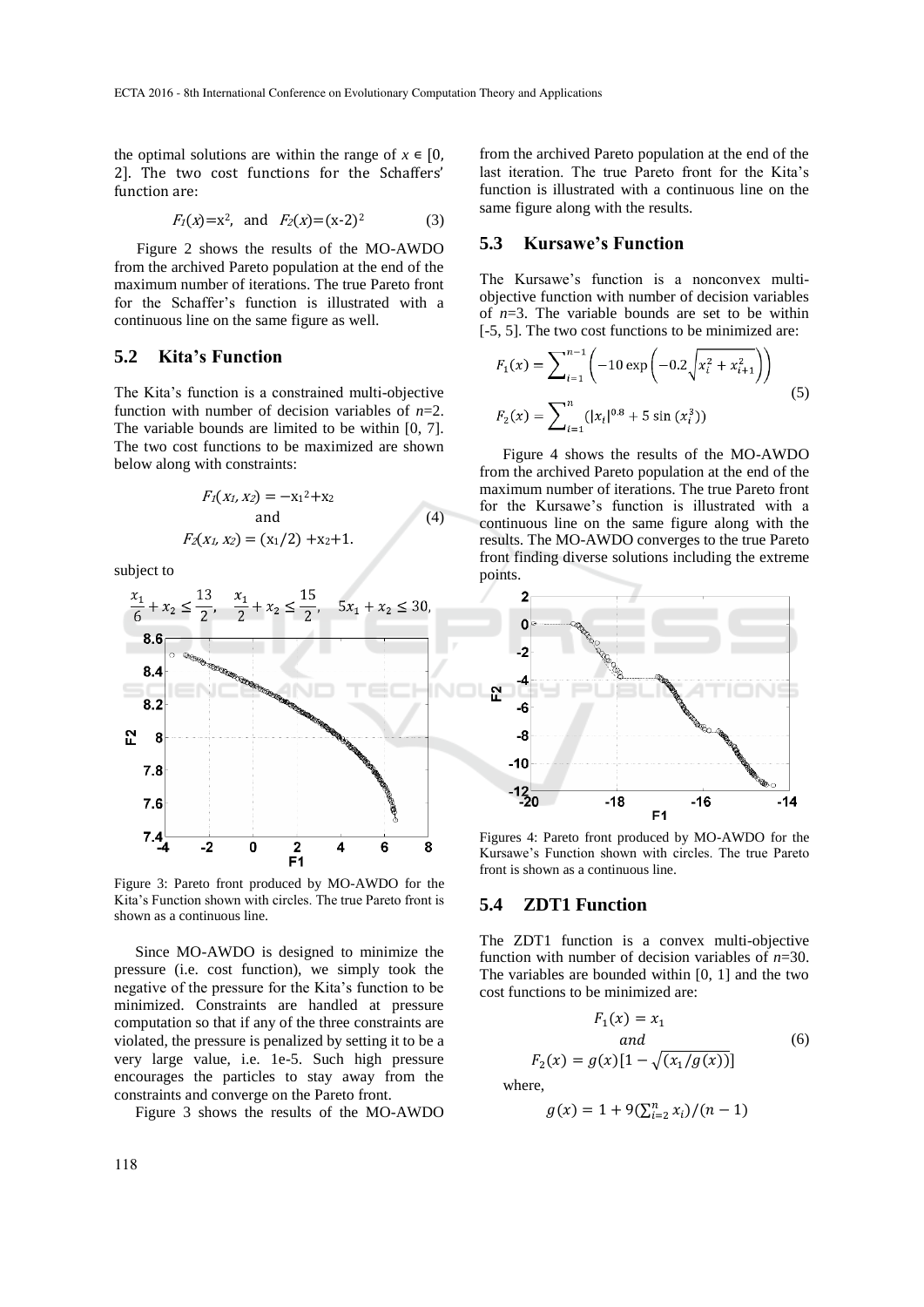the optimal solutions are within the range of $x \in [0, 2]$. The two cost functions for the Schaffers' function are:

$$F_1(x)=x^2, \text{ and } F_2(x)=(x-2)^2 \quad (3)$$

Figure 2 shows the results of the MO-AWDO from the archived Pareto population at the end of the maximum number of iterations. The true Pareto front for the Schaffer's function is illustrated with a continuous line on the same figure as well.

## 5.2 Kita's Function

The Kita's function is a constrained multi-objective function with number of decision variables of $n$=2. The variable bounds are limited to be within [0, 7]. The two cost functions to be maximized are shown below along with constraints:

$$F_1(x_1, x_2) = -x_1^2+x_2$$
$$\text{and} \quad (4)$$
$$F_2(x_1, x_2) = (x_1/2) + x_2+1.$$

subject to

$$\frac{x_1}{6}+x_2 \le \frac{13}{2}, \quad \frac{x_1}{2}+x_2 \le \frac{15}{2}, \quad 5x_1+x_2 \le 30,$$

Figure 3: Pareto front produced by MO-AWDO for the Kita's Function shown with circles. The true Pareto front is shown as a continuous line.

Since MO-AWDO is designed to minimize the pressure (i.e. cost function), we simply took the negative of the pressure for the Kita's function to be minimized. Constraints are handled at pressure computation so that if any of the three constraints are violated, the pressure is penalized by setting it to be a very large value, i.e. 1e-5. Such high pressure encourages the particles to stay away from the constraints and converge on the Pareto front.

Figure 3 shows the results of the MO-AWDO from the archived Pareto population at the end of the last iteration. The true Pareto front for the Kita's function is illustrated with a continuous line on the same figure along with the results.

## 5.3 Kursawe's Function

The Kursawe's function is a nonconvex multi-objective function with number of decision variables of $n$=3. The variable bounds are set to be within [-5, 5]. The two cost functions to be minimized are:

$$F_1(x) = \sum_{i=1}^{n-1}\left(-10\exp\left(-0.2\sqrt{x_i^2+x_{i+1}^2}\right)\right)$$
$$F_2(x) = \sum_{i=1}^{n}\left(|x_i|^{0.8}+5\sin\left(x_i^3\right)\right) \quad (5)$$

Figure 4 shows the results of the MO-AWDO from the archived Pareto population at the end of the maximum number of iterations. The true Pareto front for the Kursawe's function is illustrated with a continuous line on the same figure along with the results. The MO-AWDO converges to the true Pareto front finding diverse solutions including the extreme points.

Figures 4: Pareto front produced by MO-AWDO for the Kursawe's Function shown with circles. The true Pareto front is shown as a continuous line.

## 5.4 ZDT1 Function

The ZDT1 function is a convex multi-objective function with number of decision variables of $n$=30. The variables are bounded within [0, 1] and the two cost functions to be minimized are:

$$F_1(x) = x_1$$
$$\textit{and} \quad (6)$$
$$F_2(x) = g(x)\left[1-\sqrt{(x_1/g(x))}\right]$$

where,

$$g(x) = 1 + 9\left(\textstyle\sum_{i=2}^{n} x_i\right)/(n-1)$$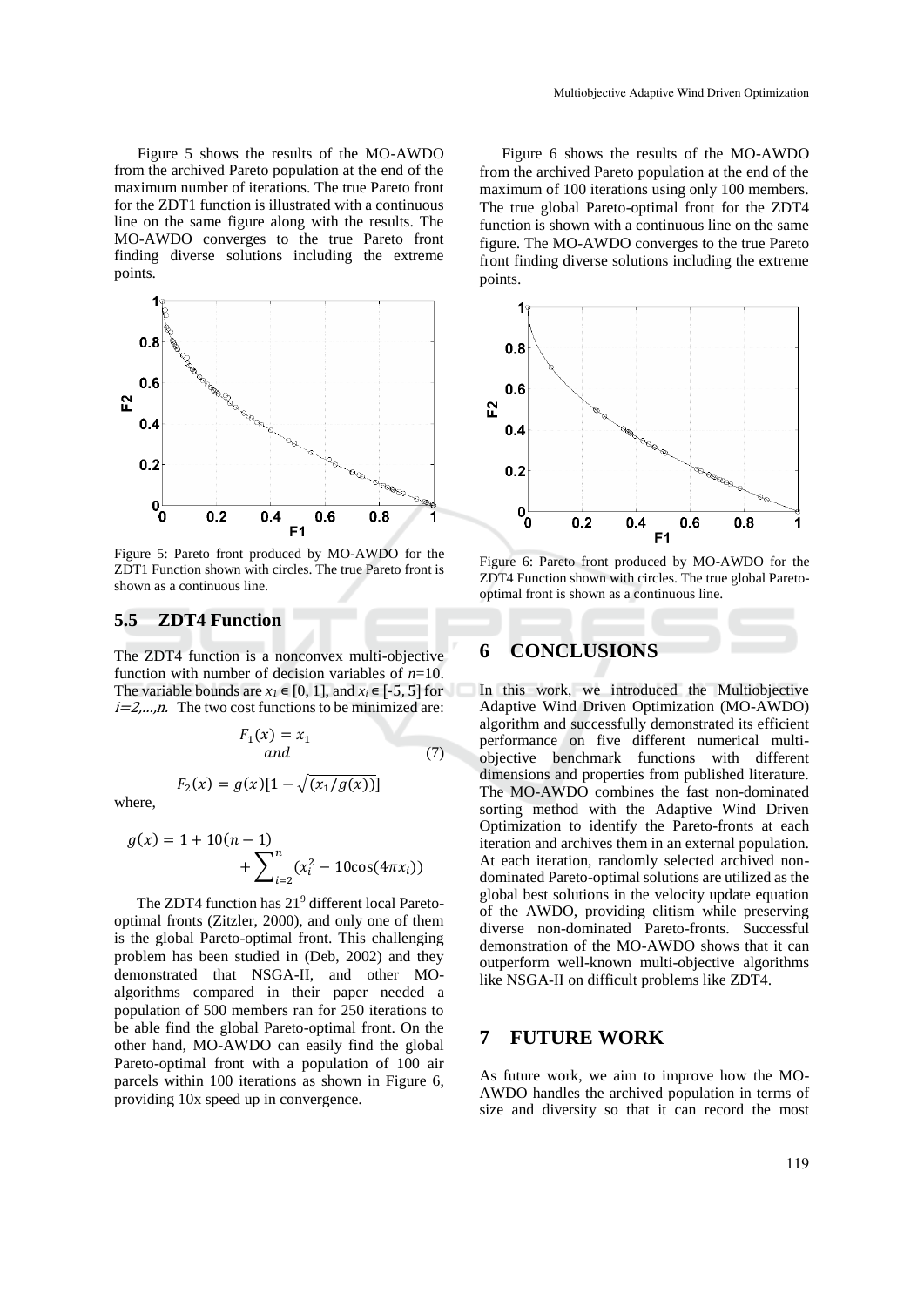Figure 5 shows the results of the MO-AWDO from the archived Pareto population at the end of the maximum number of iterations. The true Pareto front for the ZDT1 function is illustrated with a continuous line on the same figure along with the results. The MO-AWDO converges to the true Pareto front finding diverse solutions including the extreme points.

Figure 5: Pareto front produced by MO-AWDO for the ZDT1 Function shown with circles. The true Pareto front is shown as a continuous line.

## 5.5 ZDT4 Function

The ZDT4 function is a nonconvex multi-objective function with number of decision variables of $n$=10. The variable bounds are $x_1 \in [0, 1]$, and $x_i \in [-5, 5]$ for $i=2,...,n$. The two cost functions to be minimized are:

$$F_1(x) = x_1 \quad \text{and} \quad F_2(x) = g(x)[1 - \sqrt{(x_1/g(x))}] \tag{7}$$

where,

$$g(x) = 1 + 10(n-1) + \sum_{i=2}^{n}(x_i^2 - 10\cos(4\pi x_i))$$

The ZDT4 function has $21^9$ different local Pareto-optimal fronts (Zitzler, 2000), and only one of them is the global Pareto-optimal front. This challenging problem has been studied in (Deb, 2002) and they demonstrated that NSGA-II, and other MO-algorithms compared in their paper needed a population of 500 members ran for 250 iterations to be able find the global Pareto-optimal front. On the other hand, MO-AWDO can easily find the global Pareto-optimal front with a population of 100 air parcels within 100 iterations as shown in Figure 6, providing 10x speed up in convergence.

Figure 6 shows the results of the MO-AWDO from the archived Pareto population at the end of the maximum of 100 iterations using only 100 members. The true global Pareto-optimal front for the ZDT4 function is shown with a continuous line on the same figure. The MO-AWDO converges to the true Pareto front finding diverse solutions including the extreme points.

Figure 6: Pareto front produced by MO-AWDO for the ZDT4 Function shown with circles. The true global Pareto-optimal front is shown as a continuous line.

# 6 CONCLUSIONS

In this work, we introduced the Multiobjective Adaptive Wind Driven Optimization (MO-AWDO) algorithm and successfully demonstrated its efficient performance on five different numerical multi-objective benchmark functions with different dimensions and properties from published literature. The MO-AWDO combines the fast non-dominated sorting method with the Adaptive Wind Driven Optimization to identify the Pareto-fronts at each iteration and archives them in an external population. At each iteration, randomly selected archived non-dominated Pareto-optimal solutions are utilized as the global best solutions in the velocity update equation of the AWDO, providing elitism while preserving diverse non-dominated Pareto-fronts. Successful demonstration of the MO-AWDO shows that it can outperform well-known multi-objective algorithms like NSGA-II on difficult problems like ZDT4.

# 7 FUTURE WORK

As future work, we aim to improve how the MO-AWDO handles the archived population in terms of size and diversity so that it can record the most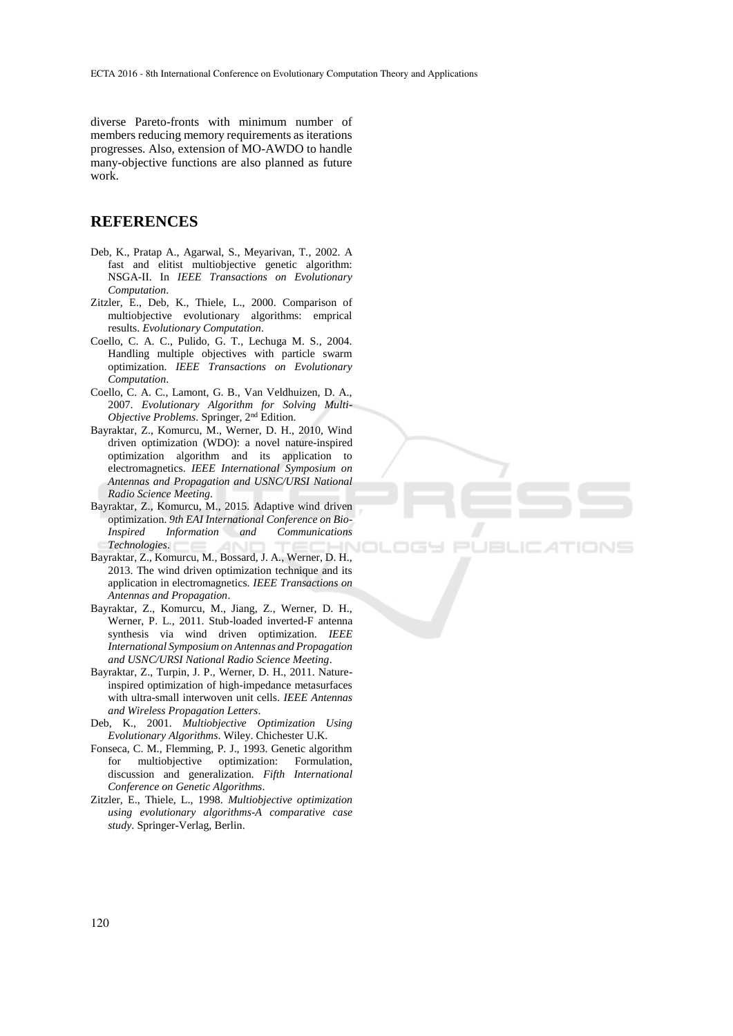diverse Pareto-fronts with minimum number of members reducing memory requirements as iterations progresses. Also, extension of MO-AWDO to handle many-objective functions are also planned as future work.

## REFERENCES

Deb, K., Pratap A., Agarwal, S., Meyarivan, T., 2002. A fast and elitist multiobjective genetic algorithm: NSGA-II. In *IEEE Transactions on Evolutionary Computation*.

Zitzler, E., Deb, K., Thiele, L., 2000. Comparison of multiobjective evolutionary algorithms: emprical results. *Evolutionary Computation*.

Coello, C. A. C., Pulido, G. T., Lechuga M. S., 2004. Handling multiple objectives with particle swarm optimization. *IEEE Transactions on Evolutionary Computation*.

Coello, C. A. C., Lamont, G. B., Van Veldhuizen, D. A., 2007. *Evolutionary Algorithm for Solving Multi-Objective Problems*. Springer, 2nd Edition.

Bayraktar, Z., Komurcu, M., Werner, D. H., 2010, Wind driven optimization (WDO): a novel nature-inspired optimization algorithm and its application to electromagnetics. *IEEE International Symposium on Antennas and Propagation and USNC/URSI National Radio Science Meeting*.

Bayraktar, Z., Komurcu, M., 2015. Adaptive wind driven optimization. *9th EAI International Conference on Bio-Inspired Information and Communications Technologies*.

Bayraktar, Z., Komurcu, M., Bossard, J. A., Werner, D. H., 2013. The wind driven optimization technique and its application in electromagnetics. *IEEE Transactions on Antennas and Propagation*.

Bayraktar, Z., Komurcu, M., Jiang, Z., Werner, D. H., Werner, P. L., 2011. Stub-loaded inverted-F antenna synthesis via wind driven optimization. *IEEE International Symposium on Antennas and Propagation and USNC/URSI National Radio Science Meeting*.

Bayraktar, Z., Turpin, J. P., Werner, D. H., 2011. Nature-inspired optimization of high-impedance metasurfaces with ultra-small interwoven unit cells. *IEEE Antennas and Wireless Propagation Letters*.

Deb, K., 2001. *Multiobjective Optimization Using Evolutionary Algorithms*. Wiley. Chichester U.K.

Fonseca, C. M., Flemming, P. J., 1993. Genetic algorithm for multiobjective optimization: Formulation, discussion and generalization. *Fifth International Conference on Genetic Algorithms*.

Zitzler, E., Thiele, L., 1998. *Multiobjective optimization using evolutionary algorithms-A comparative case study*. Springer-Verlag, Berlin.